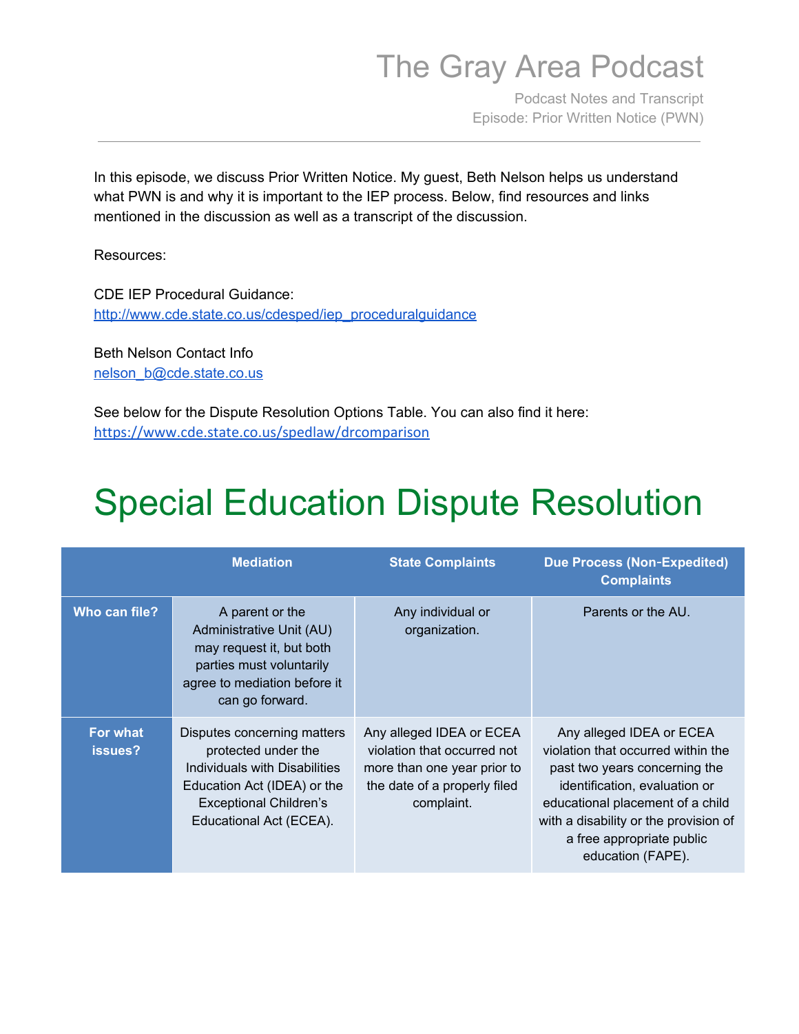# The Gray Area Podcast

Podcast Notes and Transcript
Episode: Prior Written Notice (PWN)

---

In this episode, we discuss Prior Written Notice. My guest, Beth Nelson helps us understand what PWN is and why it is important to the IEP process. Below, find resources and links mentioned in the discussion as well as a transcript of the discussion.

Resources:

CDE IEP Procedural Guidance:
[http://www.cde.state.co.us/cdesped/iep_proceduralguidance](http://www.cde.state.co.us/cdesped/iep_proceduralguidance)

Beth Nelson Contact Info
[nelson_b@cde.state.co.us](mailto:nelson_b@cde.state.co.us)

See below for the Dispute Resolution Options Table. You can also find it here:
[https://www.cde.state.co.us/spedlaw/drcomparison](https://www.cde.state.co.us/spedlaw/drcomparison)

# Special Education Dispute Resolution

| | Mediation | State Complaints | Due Process (Non-Expedited) Complaints |
|---|---|---|---|
| **Who can file?** | A parent or the Administrative Unit (AU) may request it, but both parties must voluntarily agree to mediation before it can go forward. | Any individual or organization. | Parents or the AU. |
| **For what issues?** | Disputes concerning matters protected under the Individuals with Disabilities Education Act (IDEA) or the Exceptional Children's Educational Act (ECEA). | Any alleged IDEA or ECEA violation that occurred not more than one year prior to the date of a properly filed complaint. | Any alleged IDEA or ECEA violation that occurred within the past two years concerning the identification, evaluation or educational placement of a child with a disability or the provision of a free appropriate public education (FAPE). |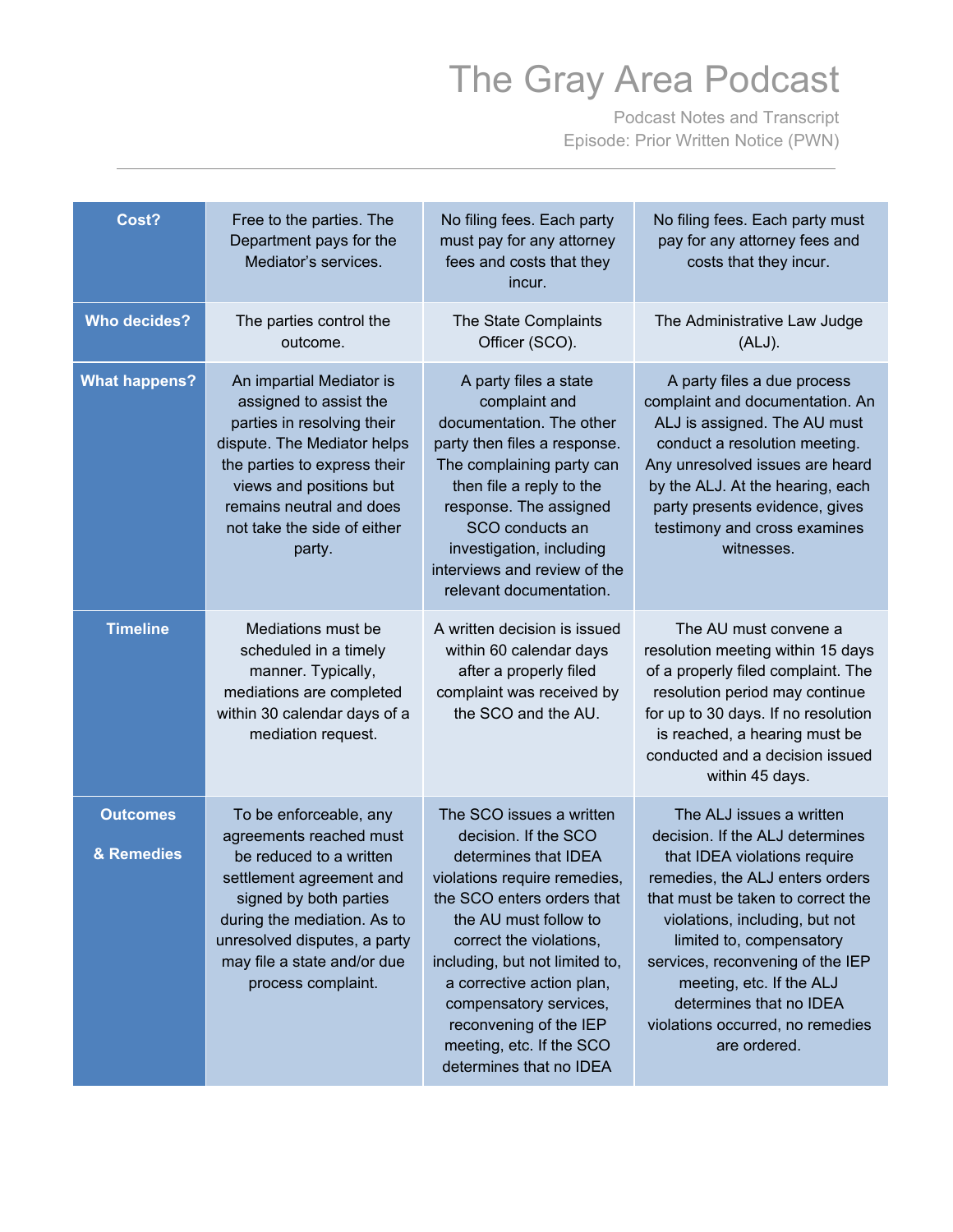| Cost? | Free to the parties. The Department pays for the Mediator's services. | No filing fees. Each party must pay for any attorney fees and costs that they incur. | No filing fees. Each party must pay for any attorney fees and costs that they incur. |
|---|---|---|---|
| **Who decides?** | The parties control the outcome. | The State Complaints Officer (SCO). | The Administrative Law Judge (ALJ). |
| **What happens?** | An impartial Mediator is assigned to assist the parties in resolving their dispute. The Mediator helps the parties to express their views and positions but remains neutral and does not take the side of either party. | A party files a state complaint and documentation. The other party then files a response. The complaining party can then file a reply to the response. The assigned SCO conducts an investigation, including interviews and review of the relevant documentation. | A party files a due process complaint and documentation. An ALJ is assigned. The AU must conduct a resolution meeting. Any unresolved issues are heard by the ALJ. At the hearing, each party presents evidence, gives testimony and cross examines witnesses. |
| **Timeline** | Mediations must be scheduled in a timely manner. Typically, mediations are completed within 30 calendar days of a mediation request. | A written decision is issued within 60 calendar days after a properly filed complaint was received by the SCO and the AU. | The AU must convene a resolution meeting within 15 days of a properly filed complaint. The resolution period may continue for up to 30 days. If no resolution is reached, a hearing must be conducted and a decision issued within 45 days. |
| **Outcomes & Remedies** | To be enforceable, any agreements reached must be reduced to a written settlement agreement and signed by both parties during the mediation. As to unresolved disputes, a party may file a state and/or due process complaint. | The SCO issues a written decision. If the SCO determines that IDEA violations require remedies, the SCO enters orders that the AU must follow to correct the violations, including, but not limited to, a corrective action plan, compensatory services, reconvening of the IEP meeting, etc. If the SCO determines that no IDEA | The ALJ issues a written decision. If the ALJ determines that IDEA violations require remedies, the ALJ enters orders that must be taken to correct the violations, including, but not limited to, compensatory services, reconvening of the IEP meeting, etc. If the ALJ determines that no IDEA violations occurred, no remedies are ordered. |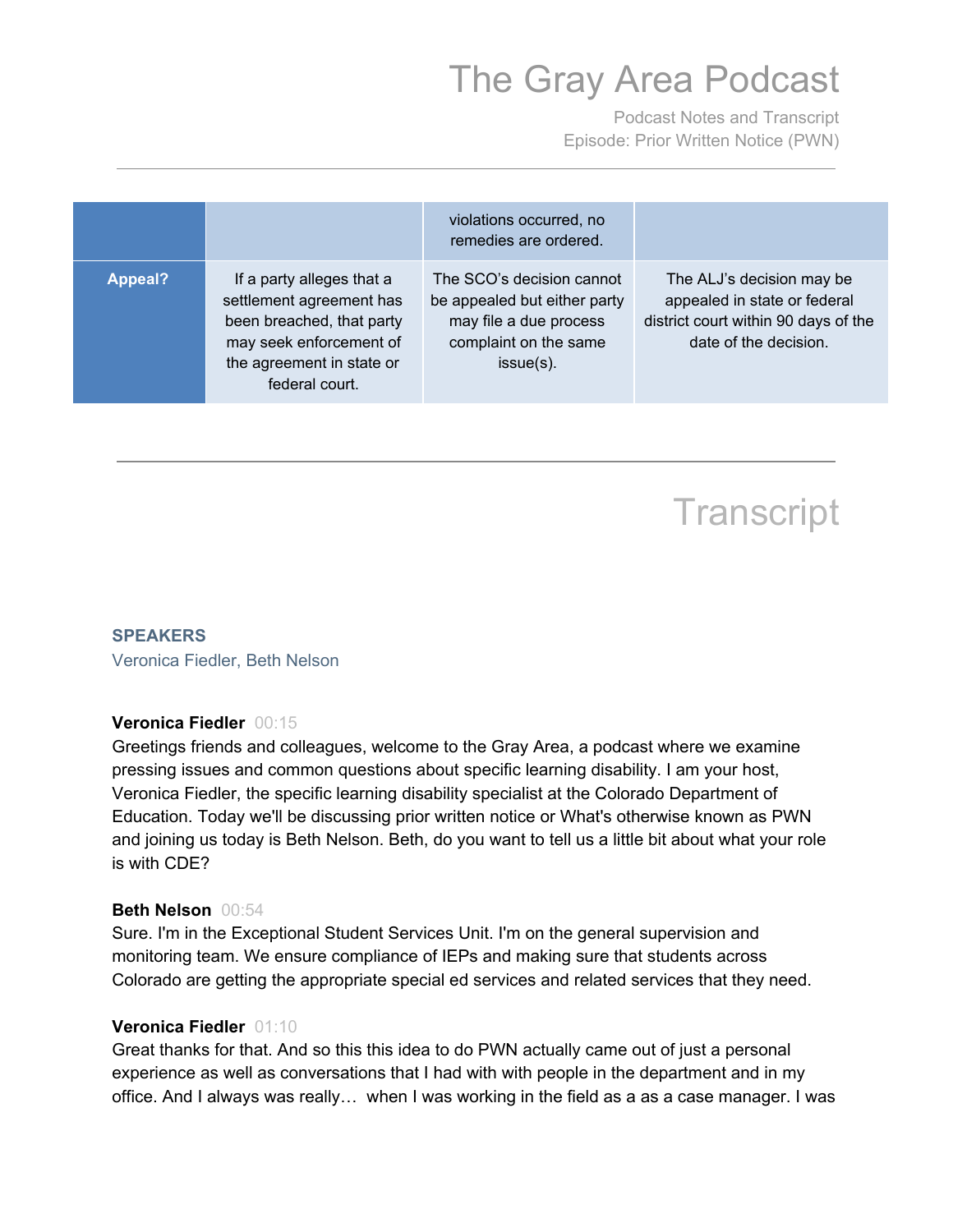| | | violations occurred, no remedies are ordered. | |
|---|---|---|---|
| **Appeal?** | If a party alleges that a settlement agreement has been breached, that party may seek enforcement of the agreement in state or federal court. | The SCO's decision cannot be appealed but either party may file a due process complaint on the same issue(s). | The ALJ's decision may be appealed in state or federal district court within 90 days of the date of the decision. |

---

# Transcript

**SPEAKERS**

Veronica Fiedler, Beth Nelson

**Veronica Fiedler** 00:15

Greetings friends and colleagues, welcome to the Gray Area, a podcast where we examine pressing issues and common questions about specific learning disability. I am your host, Veronica Fiedler, the specific learning disability specialist at the Colorado Department of Education. Today we'll be discussing prior written notice or What's otherwise known as PWN and joining us today is Beth Nelson. Beth, do you want to tell us a little bit about what your role is with CDE?

**Beth Nelson** 00:54

Sure. I'm in the Exceptional Student Services Unit. I'm on the general supervision and monitoring team. We ensure compliance of IEPs and making sure that students across Colorado are getting the appropriate special ed services and related services that they need.

**Veronica Fiedler** 01:10

Great thanks for that. And so this this idea to do PWN actually came out of just a personal experience as well as conversations that I had with with people in the department and in my office. And I always was really… when I was working in the field as a as a case manager. I was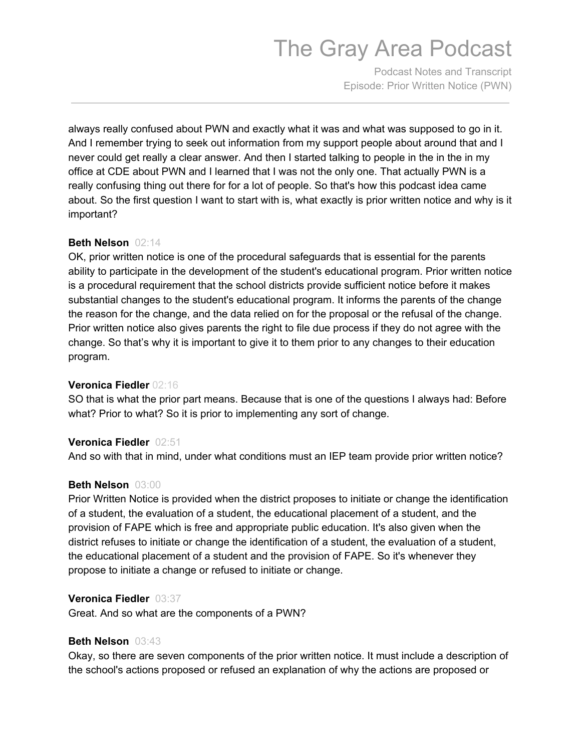always really confused about PWN and exactly what it was and what was supposed to go in it. And I remember trying to seek out information from my support people about around that and I never could get really a clear answer. And then I started talking to people in the in the in my office at CDE about PWN and I learned that I was not the only one. That actually PWN is a really confusing thing out there for for a lot of people. So that's how this podcast idea came about. So the first question I want to start with is, what exactly is prior written notice and why is it important?

**Beth Nelson** 02:14

OK, prior written notice is one of the procedural safeguards that is essential for the parents ability to participate in the development of the student's educational program. Prior written notice is a procedural requirement that the school districts provide sufficient notice before it makes substantial changes to the student's educational program. It informs the parents of the change the reason for the change, and the data relied on for the proposal or the refusal of the change. Prior written notice also gives parents the right to file due process if they do not agree with the change. So that's why it is important to give it to them prior to any changes to their education program.

**Veronica Fiedler** 02:16

SO that is what the prior part means. Because that is one of the questions I always had: Before what? Prior to what? So it is prior to implementing any sort of change.

**Veronica Fiedler** 02:51

And so with that in mind, under what conditions must an IEP team provide prior written notice?

**Beth Nelson** 03:00

Prior Written Notice is provided when the district proposes to initiate or change the identification of a student, the evaluation of a student, the educational placement of a student, and the provision of FAPE which is free and appropriate public education. It's also given when the district refuses to initiate or change the identification of a student, the evaluation of a student, the educational placement of a student and the provision of FAPE. So it's whenever they propose to initiate a change or refused to initiate or change.

**Veronica Fiedler** 03:37

Great. And so what are the components of a PWN?

**Beth Nelson** 03:43

Okay, so there are seven components of the prior written notice. It must include a description of the school's actions proposed or refused an explanation of why the actions are proposed or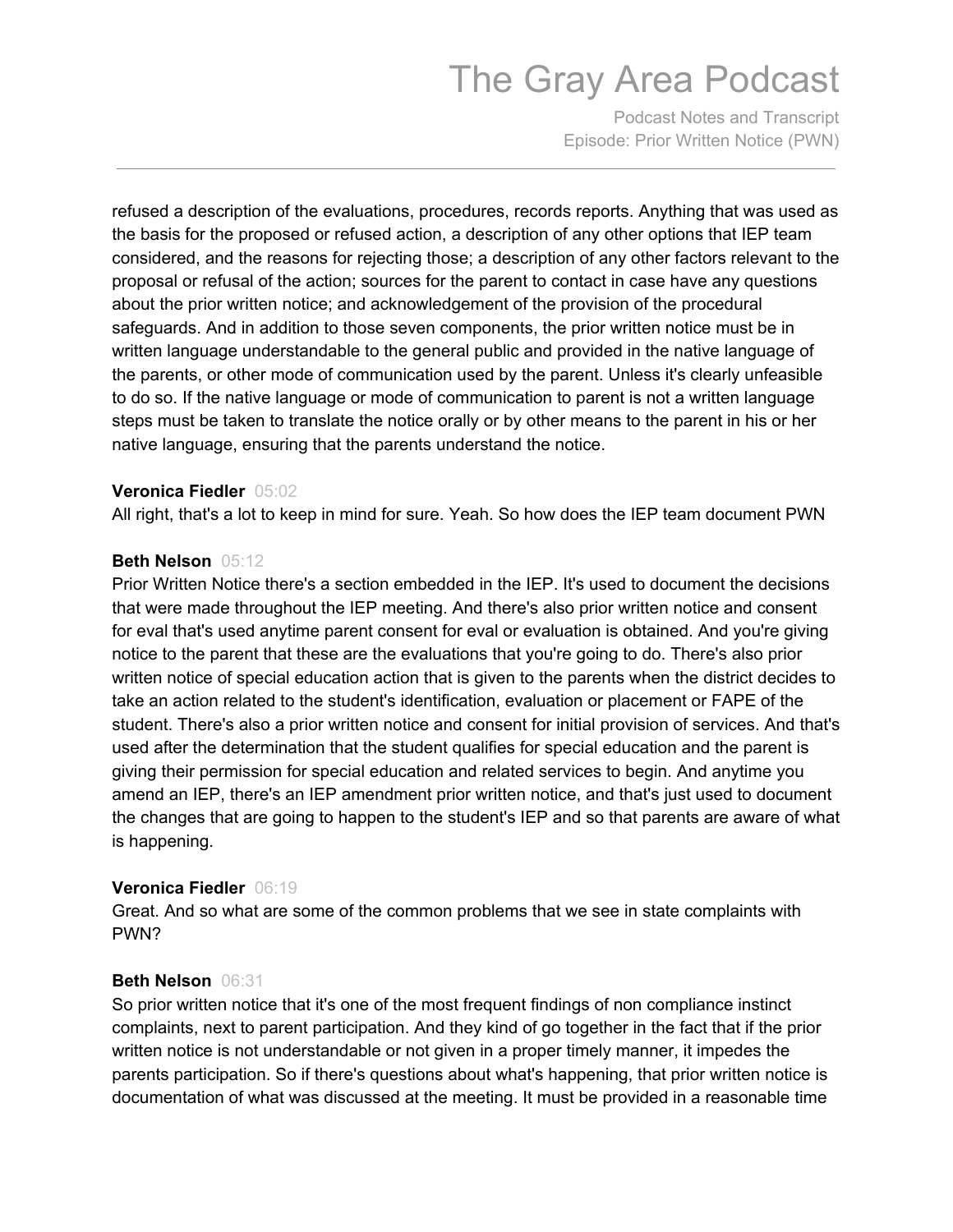refused a description of the evaluations, procedures, records reports. Anything that was used as the basis for the proposed or refused action, a description of any other options that IEP team considered, and the reasons for rejecting those; a description of any other factors relevant to the proposal or refusal of the action; sources for the parent to contact in case have any questions about the prior written notice; and acknowledgement of the provision of the procedural safeguards. And in addition to those seven components, the prior written notice must be in written language understandable to the general public and provided in the native language of the parents, or other mode of communication used by the parent. Unless it's clearly unfeasible to do so. If the native language or mode of communication to parent is not a written language steps must be taken to translate the notice orally or by other means to the parent in his or her native language, ensuring that the parents understand the notice.

**Veronica Fiedler** 05:02
All right, that's a lot to keep in mind for sure. Yeah. So how does the IEP team document PWN

**Beth Nelson** 05:12
Prior Written Notice there's a section embedded in the IEP. It's used to document the decisions that were made throughout the IEP meeting. And there's also prior written notice and consent for eval that's used anytime parent consent for eval or evaluation is obtained. And you're giving notice to the parent that these are the evaluations that you're going to do. There's also prior written notice of special education action that is given to the parents when the district decides to take an action related to the student's identification, evaluation or placement or FAPE of the student. There's also a prior written notice and consent for initial provision of services. And that's used after the determination that the student qualifies for special education and the parent is giving their permission for special education and related services to begin. And anytime you amend an IEP, there's an IEP amendment prior written notice, and that's just used to document the changes that are going to happen to the student's IEP and so that parents are aware of what is happening.

**Veronica Fiedler** 06:19
Great. And so what are some of the common problems that we see in state complaints with PWN?

**Beth Nelson** 06:31
So prior written notice that it's one of the most frequent findings of non compliance instinct complaints, next to parent participation. And they kind of go together in the fact that if the prior written notice is not understandable or not given in a proper timely manner, it impedes the parents participation. So if there's questions about what's happening, that prior written notice is documentation of what was discussed at the meeting. It must be provided in a reasonable time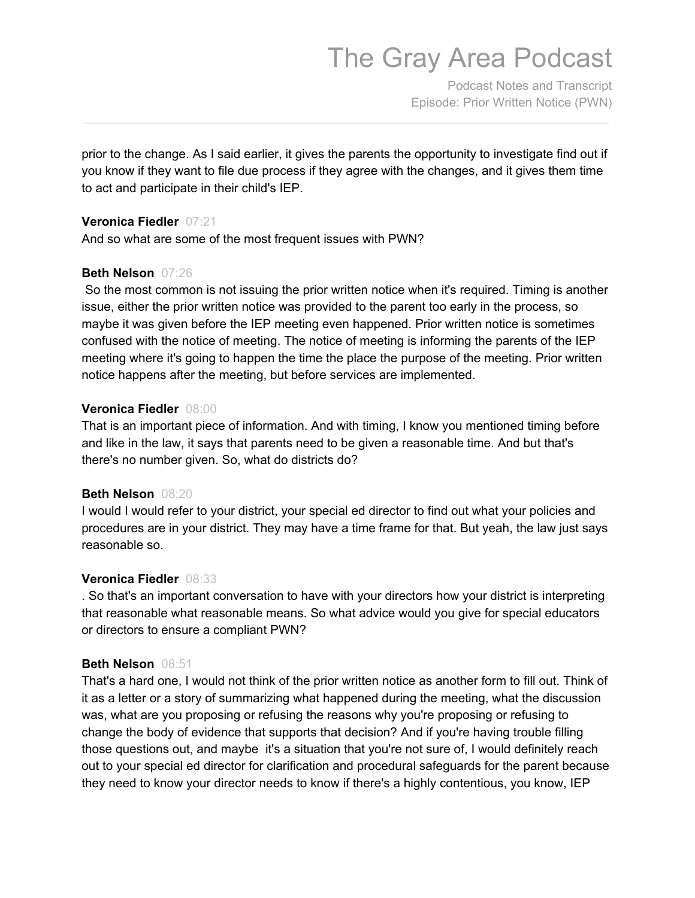prior to the change. As I said earlier, it gives the parents the opportunity to investigate find out if you know if they want to file due process if they agree with the changes, and it gives them time to act and participate in their child's IEP.

**Veronica Fiedler** 07:21
And so what are some of the most frequent issues with PWN?

**Beth Nelson** 07:26
So the most common is not issuing the prior written notice when it's required. Timing is another issue, either the prior written notice was provided to the parent too early in the process, so maybe it was given before the IEP meeting even happened. Prior written notice is sometimes confused with the notice of meeting. The notice of meeting is informing the parents of the IEP meeting where it's going to happen the time the place the purpose of the meeting. Prior written notice happens after the meeting, but before services are implemented.

**Veronica Fiedler** 08:00
That is an important piece of information. And with timing, I know you mentioned timing before and like in the law, it says that parents need to be given a reasonable time. And but that's there's no number given. So, what do districts do?

**Beth Nelson** 08:20
I would I would refer to your district, your special ed director to find out what your policies and procedures are in your district. They may have a time frame for that. But yeah, the law just says reasonable so.

**Veronica Fiedler** 08:33
. So that's an important conversation to have with your directors how your district is interpreting that reasonable what reasonable means. So what advice would you give for special educators or directors to ensure a compliant PWN?

**Beth Nelson** 08:51
That's a hard one, I would not think of the prior written notice as another form to fill out. Think of it as a letter or a story of summarizing what happened during the meeting, what the discussion was, what are you proposing or refusing the reasons why you're proposing or refusing to change the body of evidence that supports that decision? And if you're having trouble filling those questions out, and maybe it's a situation that you're not sure of, I would definitely reach out to your special ed director for clarification and procedural safeguards for the parent because they need to know your director needs to know if there's a highly contentious, you know, IEP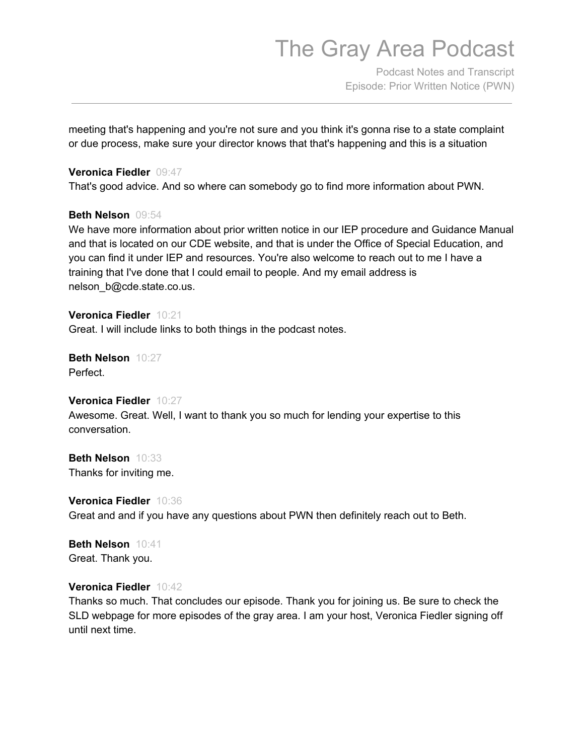meeting that's happening and you're not sure and you think it's gonna rise to a state complaint or due process, make sure your director knows that that's happening and this is a situation

**Veronica Fiedler** 09:47
That's good advice. And so where can somebody go to find more information about PWN.

**Beth Nelson** 09:54
We have more information about prior written notice in our IEP procedure and Guidance Manual and that is located on our CDE website, and that is under the Office of Special Education, and you can find it under IEP and resources. You're also welcome to reach out to me I have a training that I've done that I could email to people. And my email address is nelson_b@cde.state.co.us.

**Veronica Fiedler** 10:21
Great. I will include links to both things in the podcast notes.

**Beth Nelson** 10:27
Perfect.

**Veronica Fiedler** 10:27
Awesome. Great. Well, I want to thank you so much for lending your expertise to this conversation.

**Beth Nelson** 10:33
Thanks for inviting me.

**Veronica Fiedler** 10:36
Great and and if you have any questions about PWN then definitely reach out to Beth.

**Beth Nelson** 10:41
Great. Thank you.

**Veronica Fiedler** 10:42
Thanks so much. That concludes our episode. Thank you for joining us. Be sure to check the SLD webpage for more episodes of the gray area. I am your host, Veronica Fiedler signing off until next time.